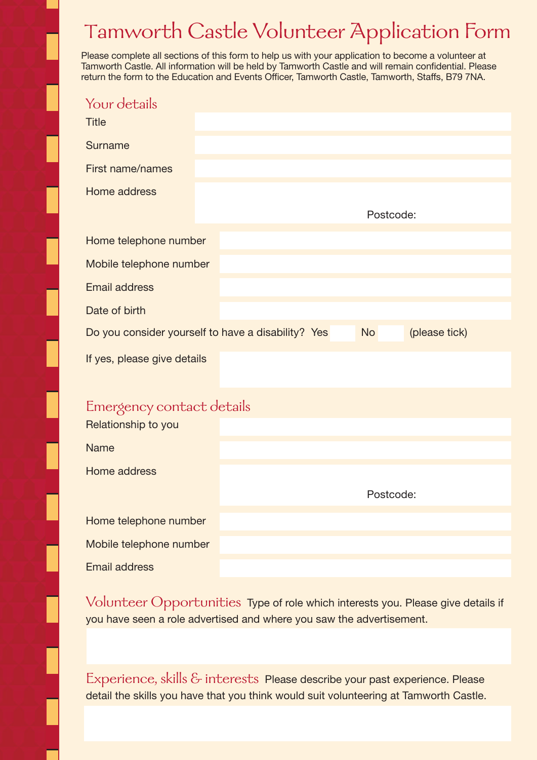# Tamworth Castle Volunteer Application Form

Please complete all sections of this form to help us with your application to become a volunteer at Tamworth Castle. All information will be held by Tamworth Castle and will remain confidential. Please return the form to the Education and Events Officer, Tamworth Castle, Tamworth, Staffs, B79 7NA.

## Your details

Title

Surname

First name/names

Home address

Postcode:

Home telephone number

Mobile telephone number

Email address

Date of birth

Do you consider yourself to have a disability? Yes ☐ No ☐ (please tick)

If yes, please give details

## Emergency contact details

Relationship to you

Name

Home address

Postcode:

Home telephone number

Mobile telephone number

Email address

## Volunteer Opportunities

Type of role which interests you. Please give details if you have seen a role advertised and where you saw the advertisement.

## Experience, skills & interests

Please describe your past experience. Please detail the skills you have that you think would suit volunteering at Tamworth Castle.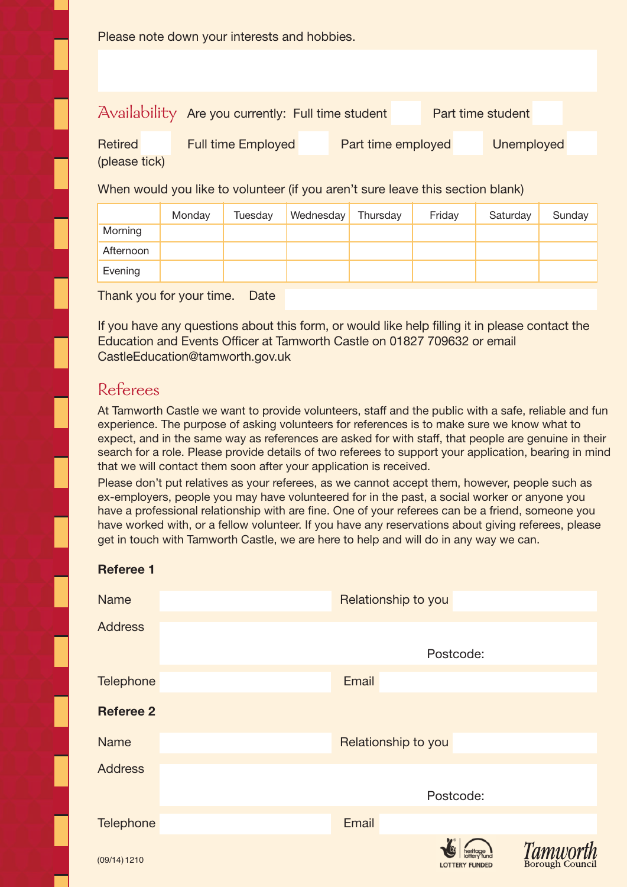Please note down your interests and hobbies.

## Availability

Are you currently: Full time student   Part time student

Retired   Full time Employed   Part time employed   Unemployed
(please tick)

When would you like to volunteer (if you aren't sure leave this section blank)

| | Monday | Tuesday | Wednesday | Thursday | Friday | Saturday | Sunday |
|---|---|---|---|---|---|---|---|
| Morning | | | | | | | |
| Afternoon | | | | | | | |
| Evening | | | | | | | |

Thank you for your time.   Date

If you have any questions about this form, or would like help filling it in please contact the Education and Events Officer at Tamworth Castle on 01827 709632 or email CastleEducation@tamworth.gov.uk

## Referees

At Tamworth Castle we want to provide volunteers, staff and the public with a safe, reliable and fun experience. The purpose of asking volunteers for references is to make sure we know what to expect, and in the same way as references are asked for with staff, that people are genuine in their search for a role. Please provide details of two referees to support your application, bearing in mind that we will contact them soon after your application is received.

Please don't put relatives as your referees, as we cannot accept them, however, people such as ex-employers, people you may have volunteered for in the past, a social worker or anyone you have a professional relationship with are fine. One of your referees can be a friend, someone you have worked with, or a fellow volunteer. If you have any reservations about giving referees, please get in touch with Tamworth Castle, we are here to help and will do in any way we can.

**Referee 1**

Name   Relationship to you

Address

Postcode:

Telephone   Email

**Referee 2**

Name   Relationship to you

Address

Postcode:

Telephone   Email

(09/14) 1210

heritage lottery fund LOTTERY FUNDED

Tamworth Borough Council